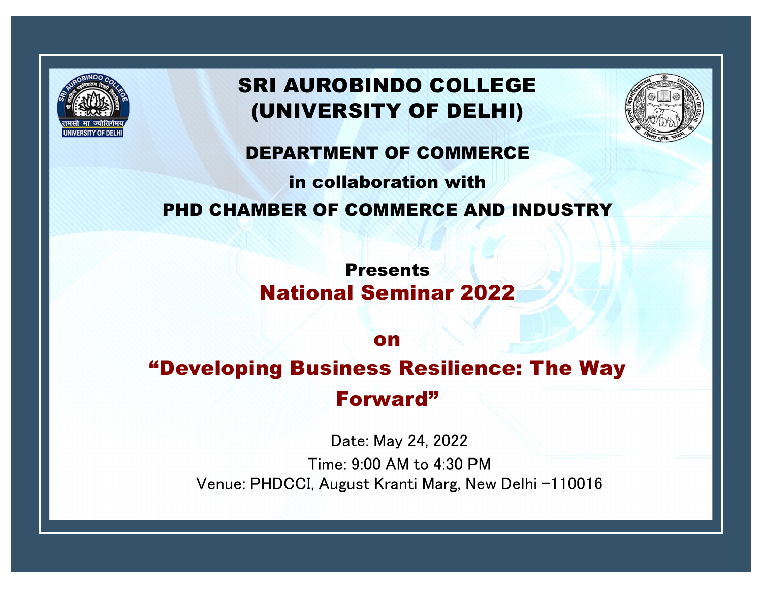# SRI AUROBINDO COLLEGE (UNIVERSITY OF DELHI)

## DEPARTMENT OF COMMERCE

in collaboration with

## PHD CHAMBER OF COMMERCE AND INDUSTRY

Presents

# National Seminar 2022

on

# "Developing Business Resilience: The Way Forward"

Date: May 24, 2022

Time: 9:00 AM to 4:30 PM

Venue: PHDCCI, August Kranti Marg, New Delhi -110016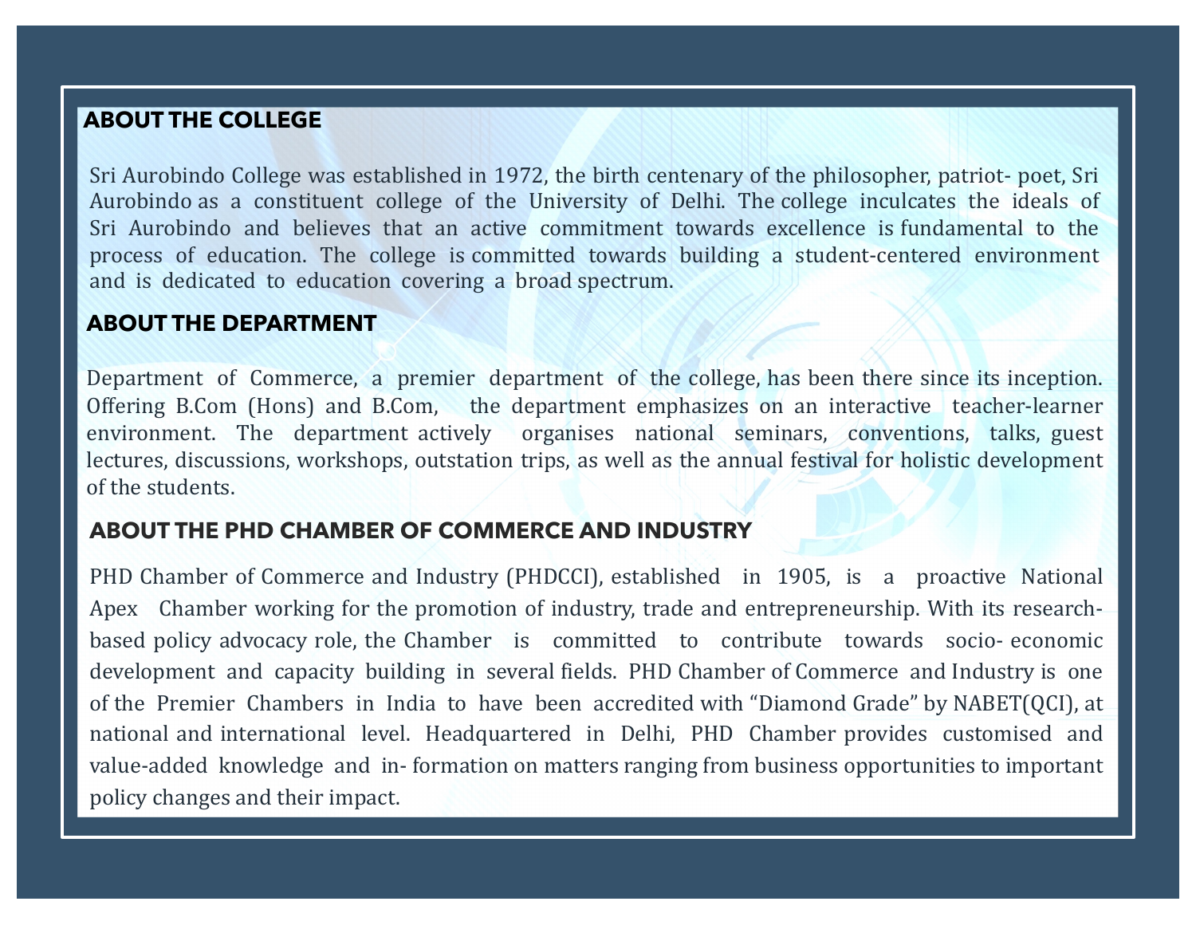## ABOUT THE COLLEGE

Sri Aurobindo College was established in 1972, the birth centenary of the philosopher, patriot- poet, Sri Aurobindo as a constituent college of the University of Delhi. The college inculcates the ideals of Sri Aurobindo and believes that an active commitment towards excellence is fundamental to the process of education. The college is committed towards building a student-centered environment and is dedicated to education covering a broad spectrum.

## ABOUT THE DEPARTMENT

Department of Commerce, a premier department of the college, has been there since its inception. Offering B.Com (Hons) and B.Com, the department emphasizes on an interactive teacher-learner environment. The department actively organises national seminars, conventions, talks, guest lectures, discussions, workshops, outstation trips, as well as the annual festival for holistic development of the students.

## ABOUT THE PHD CHAMBER OF COMMERCE AND INDUSTRY

PHD Chamber of Commerce and Industry (PHDCCI), established in 1905, is a proactive National Apex Chamber working for the promotion of industry, trade and entrepreneurship. With its research-based policy advocacy role, the Chamber is committed to contribute towards socio- economic development and capacity building in several fields. PHD Chamber of Commerce and Industry is one of the Premier Chambers in India to have been accredited with "Diamond Grade" by NABET(QCI), at national and international level. Headquartered in Delhi, PHD Chamber provides customised and value-added knowledge and in- formation on matters ranging from business opportunities to important policy changes and their impact.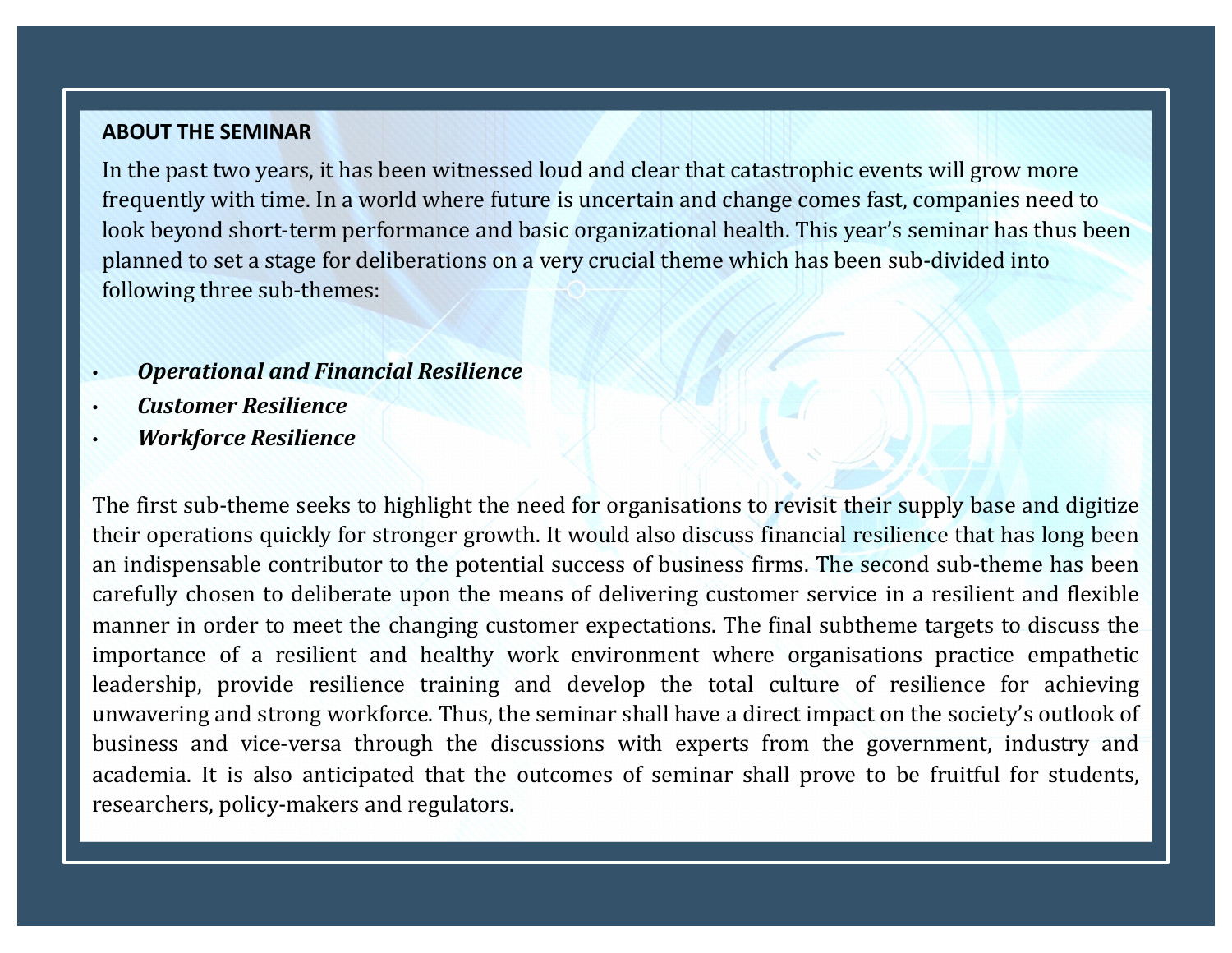## ABOUT THE SEMINAR

In the past two years, it has been witnessed loud and clear that catastrophic events will grow more frequently with time. In a world where future is uncertain and change comes fast, companies need to look beyond short-term performance and basic organizational health. This year's seminar has thus been planned to set a stage for deliberations on a very crucial theme which has been sub-divided into following three sub-themes:

- ***Operational and Financial Resilience***
- ***Customer Resilience***
- ***Workforce Resilience***

The first sub-theme seeks to highlight the need for organisations to revisit their supply base and digitize their operations quickly for stronger growth. It would also discuss financial resilience that has long been an indispensable contributor to the potential success of business firms. The second sub-theme has been carefully chosen to deliberate upon the means of delivering customer service in a resilient and flexible manner in order to meet the changing customer expectations. The final subtheme targets to discuss the importance of a resilient and healthy work environment where organisations practice empathetic leadership, provide resilience training and develop the total culture of resilience for achieving unwavering and strong workforce. Thus, the seminar shall have a direct impact on the society's outlook of business and vice-versa through the discussions with experts from the government, industry and academia. It is also anticipated that the outcomes of seminar shall prove to be fruitful for students, researchers, policy-makers and regulators.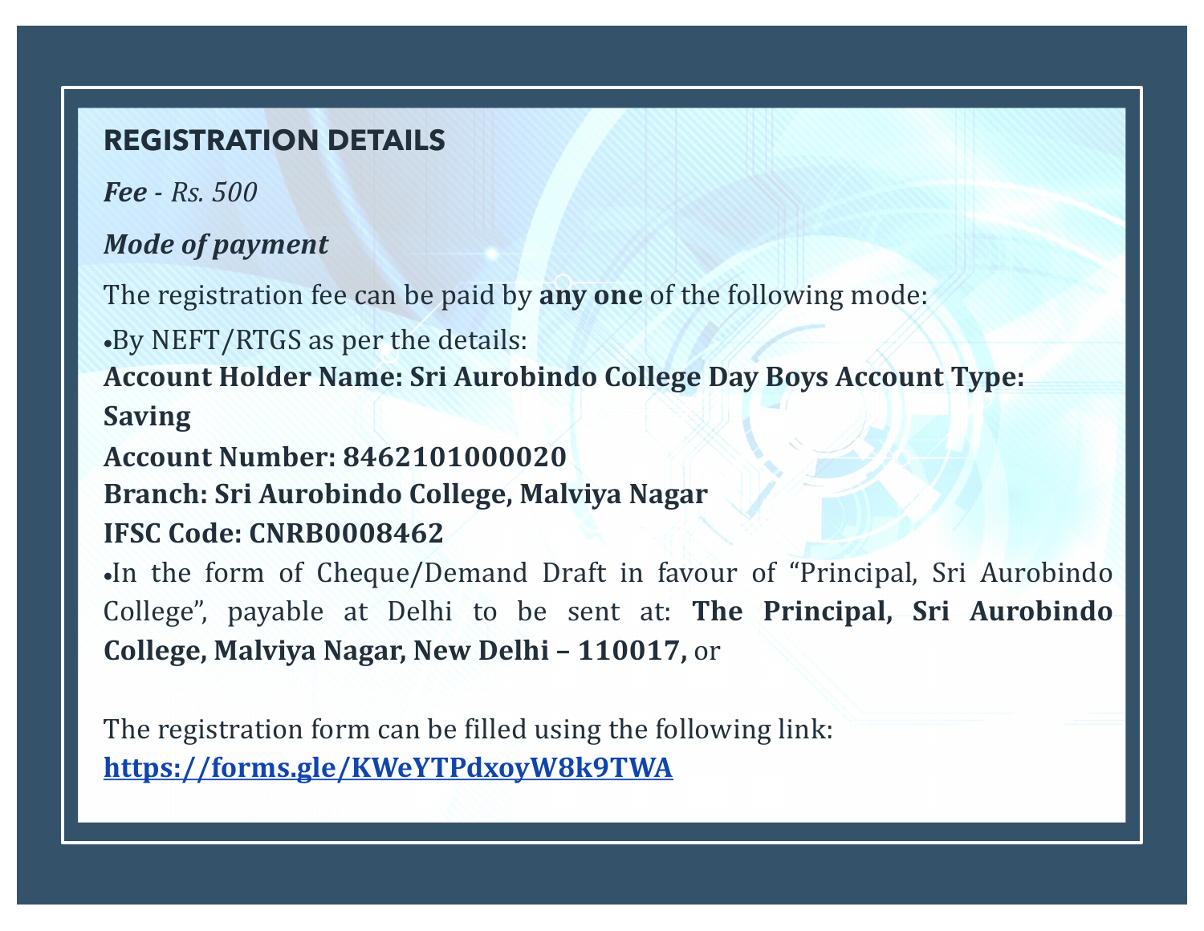## REGISTRATION DETAILS

***Fee*** *- Rs. 500*

***Mode of payment***

The registration fee can be paid by **any one** of the following mode:

•By NEFT/RTGS as per the details:
**Account Holder Name: Sri Aurobindo College Day Boys Account Type: Saving**
**Account Number: 8462101000020**
**Branch: Sri Aurobindo College, Malviya Nagar**
**IFSC Code: CNRB0008462**

•In the form of Cheque/Demand Draft in favour of "Principal, Sri Aurobindo College", payable at Delhi to be sent at: **The Principal, Sri Aurobindo College, Malviya Nagar, New Delhi – 110017,** or

The registration form can be filled using the following link:
**https://forms.gle/KWeYTPdxoyW8k9TWA**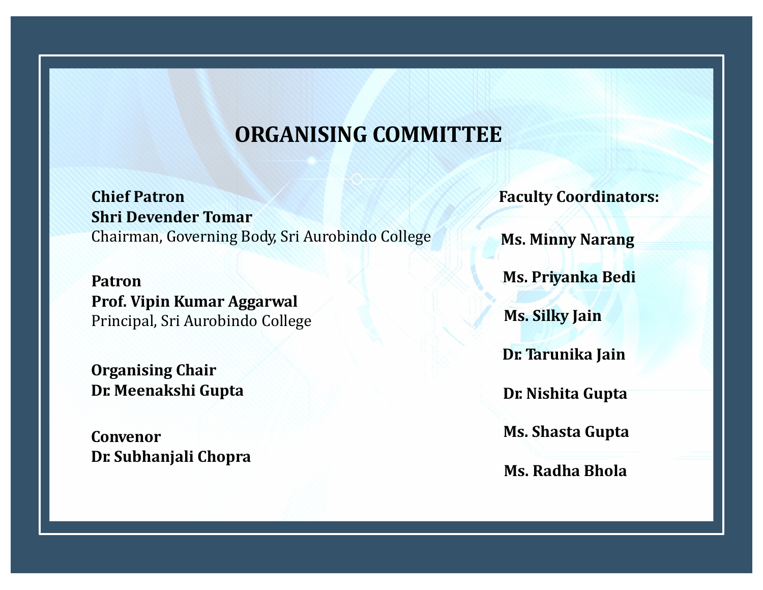# ORGANISING COMMITTEE

**Chief Patron**
**Shri Devender Tomar**
Chairman, Governing Body, Sri Aurobindo College

**Patron**
**Prof. Vipin Kumar Aggarwal**
Principal, Sri Aurobindo College

**Organising Chair**
**Dr. Meenakshi Gupta**

**Convenor**
**Dr. Subhanjali Chopra**

**Faculty Coordinators:**

**Ms. Minny Narang**

**Ms. Priyanka Bedi**

**Ms. Silky Jain**

**Dr. Tarunika Jain**

**Dr. Nishita Gupta**

**Ms. Shasta Gupta**

**Ms. Radha Bhola**